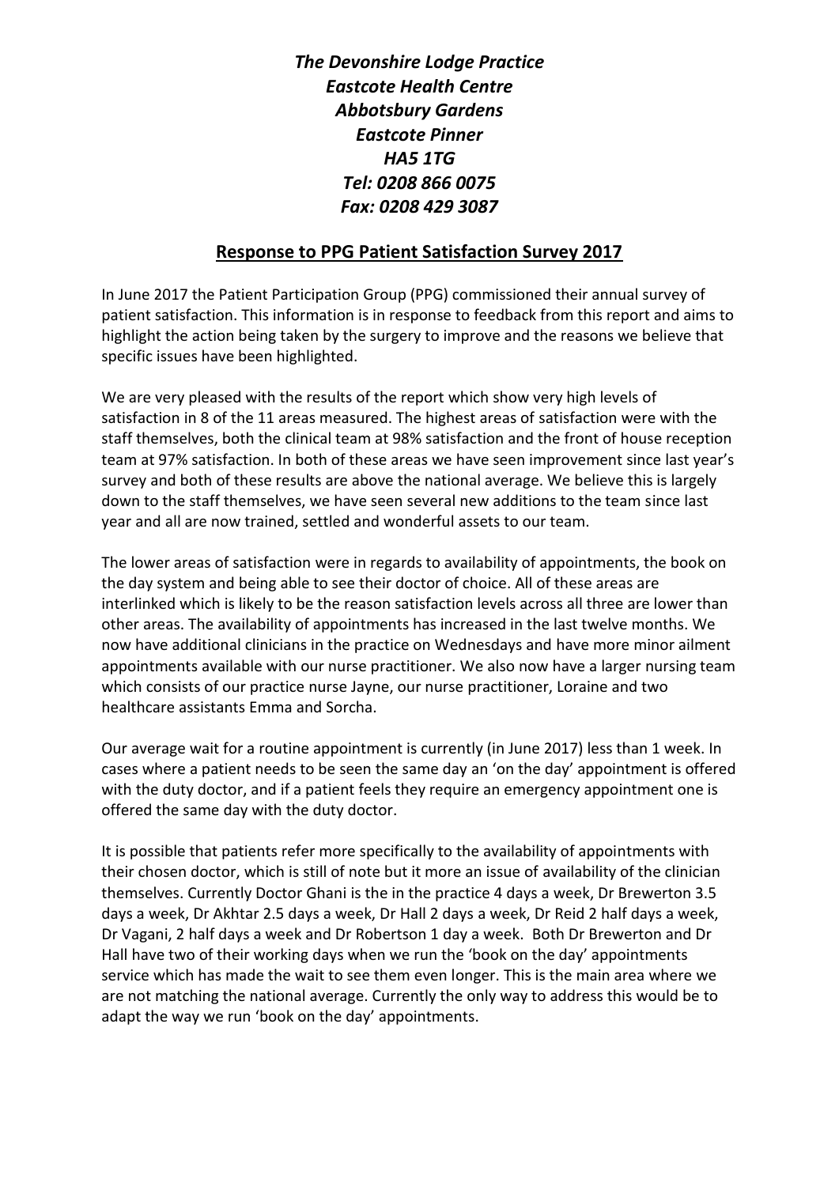***The Devonshire Lodge Practice***
***Eastcote Health Centre***
***Abbotsbury Gardens***
***Eastcote Pinner***
***HA5 1TG***
***Tel: 0208 866 0075***
***Fax: 0208 429 3087***

## **Response to PPG Patient Satisfaction Survey 2017**

In June 2017 the Patient Participation Group (PPG) commissioned their annual survey of patient satisfaction. This information is in response to feedback from this report and aims to highlight the action being taken by the surgery to improve and the reasons we believe that specific issues have been highlighted.

We are very pleased with the results of the report which show very high levels of satisfaction in 8 of the 11 areas measured. The highest areas of satisfaction were with the staff themselves, both the clinical team at 98% satisfaction and the front of house reception team at 97% satisfaction. In both of these areas we have seen improvement since last year's survey and both of these results are above the national average. We believe this is largely down to the staff themselves, we have seen several new additions to the team since last year and all are now trained, settled and wonderful assets to our team.

The lower areas of satisfaction were in regards to availability of appointments, the book on the day system and being able to see their doctor of choice. All of these areas are interlinked which is likely to be the reason satisfaction levels across all three are lower than other areas. The availability of appointments has increased in the last twelve months. We now have additional clinicians in the practice on Wednesdays and have more minor ailment appointments available with our nurse practitioner. We also now have a larger nursing team which consists of our practice nurse Jayne, our nurse practitioner, Loraine and two healthcare assistants Emma and Sorcha.

Our average wait for a routine appointment is currently (in June 2017) less than 1 week. In cases where a patient needs to be seen the same day an 'on the day' appointment is offered with the duty doctor, and if a patient feels they require an emergency appointment one is offered the same day with the duty doctor.

It is possible that patients refer more specifically to the availability of appointments with their chosen doctor, which is still of note but it more an issue of availability of the clinician themselves. Currently Doctor Ghani is the in the practice 4 days a week, Dr Brewerton 3.5 days a week, Dr Akhtar 2.5 days a week, Dr Hall 2 days a week, Dr Reid 2 half days a week, Dr Vagani, 2 half days a week and Dr Robertson 1 day a week. Both Dr Brewerton and Dr Hall have two of their working days when we run the 'book on the day' appointments service which has made the wait to see them even longer. This is the main area where we are not matching the national average. Currently the only way to address this would be to adapt the way we run 'book on the day' appointments.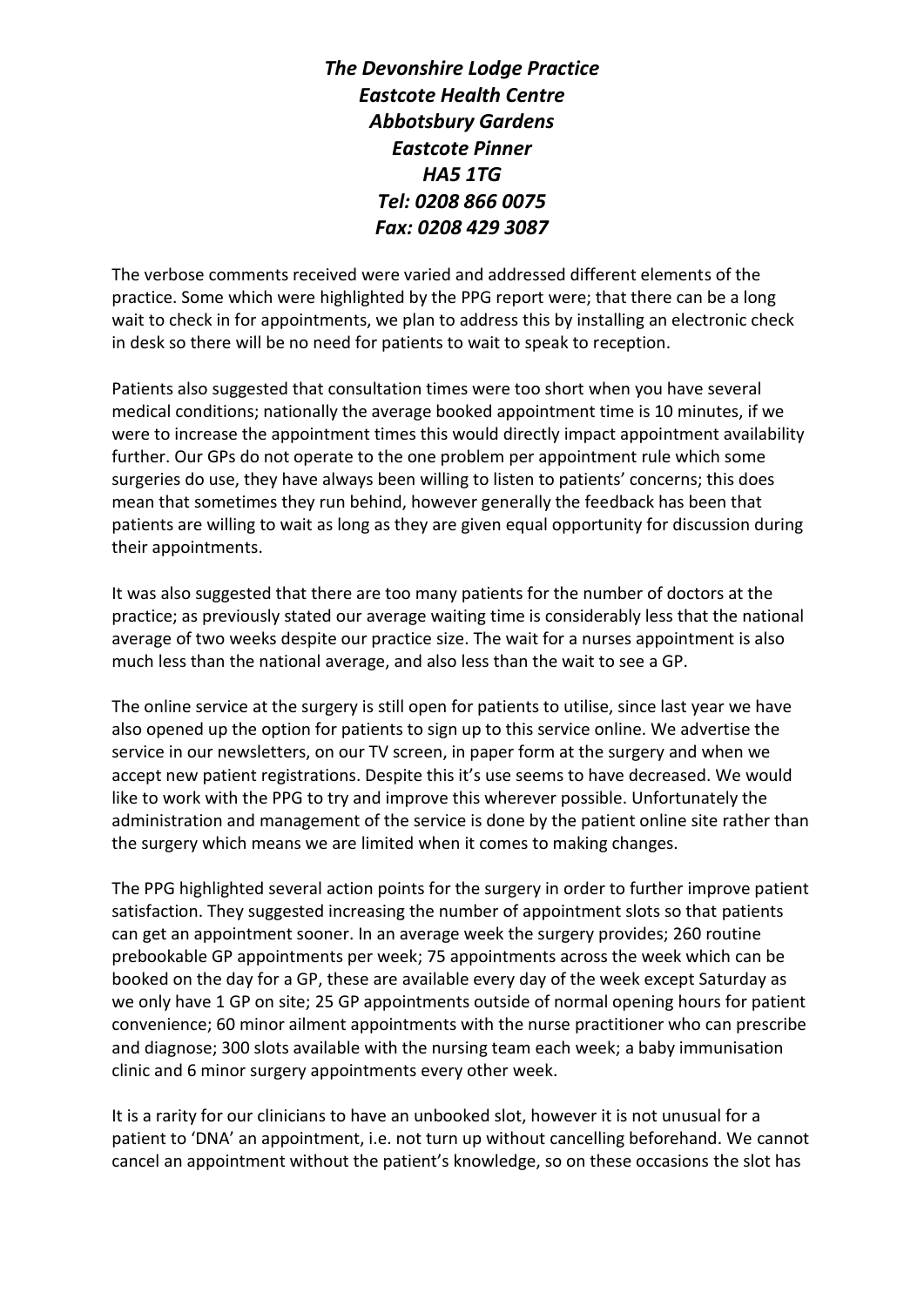***The Devonshire Lodge Practice***
***Eastcote Health Centre***
***Abbotsbury Gardens***
***Eastcote Pinner***
***HA5 1TG***
***Tel: 0208 866 0075***
***Fax: 0208 429 3087***

The verbose comments received were varied and addressed different elements of the practice. Some which were highlighted by the PPG report were; that there can be a long wait to check in for appointments, we plan to address this by installing an electronic check in desk so there will be no need for patients to wait to speak to reception.

Patients also suggested that consultation times were too short when you have several medical conditions; nationally the average booked appointment time is 10 minutes, if we were to increase the appointment times this would directly impact appointment availability further. Our GPs do not operate to the one problem per appointment rule which some surgeries do use, they have always been willing to listen to patients' concerns; this does mean that sometimes they run behind, however generally the feedback has been that patients are willing to wait as long as they are given equal opportunity for discussion during their appointments.

It was also suggested that there are too many patients for the number of doctors at the practice; as previously stated our average waiting time is considerably less that the national average of two weeks despite our practice size. The wait for a nurses appointment is also much less than the national average, and also less than the wait to see a GP.

The online service at the surgery is still open for patients to utilise, since last year we have also opened up the option for patients to sign up to this service online. We advertise the service in our newsletters, on our TV screen, in paper form at the surgery and when we accept new patient registrations. Despite this it's use seems to have decreased. We would like to work with the PPG to try and improve this wherever possible. Unfortunately the administration and management of the service is done by the patient online site rather than the surgery which means we are limited when it comes to making changes.

The PPG highlighted several action points for the surgery in order to further improve patient satisfaction. They suggested increasing the number of appointment slots so that patients can get an appointment sooner. In an average week the surgery provides; 260 routine prebookable GP appointments per week; 75 appointments across the week which can be booked on the day for a GP, these are available every day of the week except Saturday as we only have 1 GP on site; 25 GP appointments outside of normal opening hours for patient convenience; 60 minor ailment appointments with the nurse practitioner who can prescribe and diagnose; 300 slots available with the nursing team each week; a baby immunisation clinic and 6 minor surgery appointments every other week.

It is a rarity for our clinicians to have an unbooked slot, however it is not unusual for a patient to 'DNA' an appointment, i.e. not turn up without cancelling beforehand. We cannot cancel an appointment without the patient's knowledge, so on these occasions the slot has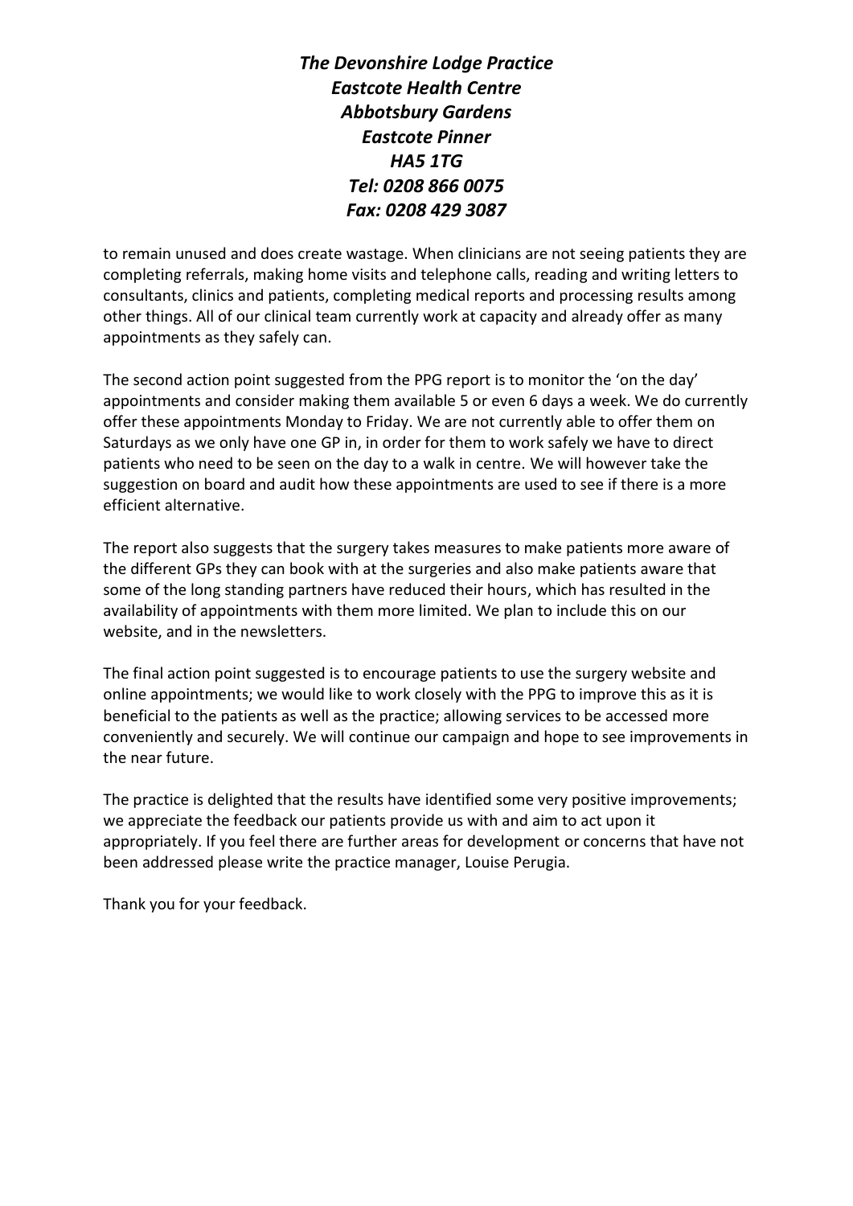***The Devonshire Lodge Practice***
***Eastcote Health Centre***
***Abbotsbury Gardens***
***Eastcote Pinner***
***HA5 1TG***
***Tel: 0208 866 0075***
***Fax: 0208 429 3087***

to remain unused and does create wastage. When clinicians are not seeing patients they are completing referrals, making home visits and telephone calls, reading and writing letters to consultants, clinics and patients, completing medical reports and processing results among other things. All of our clinical team currently work at capacity and already offer as many appointments as they safely can.

The second action point suggested from the PPG report is to monitor the 'on the day' appointments and consider making them available 5 or even 6 days a week. We do currently offer these appointments Monday to Friday. We are not currently able to offer them on Saturdays as we only have one GP in, in order for them to work safely we have to direct patients who need to be seen on the day to a walk in centre. We will however take the suggestion on board and audit how these appointments are used to see if there is a more efficient alternative.

The report also suggests that the surgery takes measures to make patients more aware of the different GPs they can book with at the surgeries and also make patients aware that some of the long standing partners have reduced their hours, which has resulted in the availability of appointments with them more limited. We plan to include this on our website, and in the newsletters.

The final action point suggested is to encourage patients to use the surgery website and online appointments; we would like to work closely with the PPG to improve this as it is beneficial to the patients as well as the practice; allowing services to be accessed more conveniently and securely. We will continue our campaign and hope to see improvements in the near future.

The practice is delighted that the results have identified some very positive improvements; we appreciate the feedback our patients provide us with and aim to act upon it appropriately. If you feel there are further areas for development or concerns that have not been addressed please write the practice manager, Louise Perugia.

Thank you for your feedback.